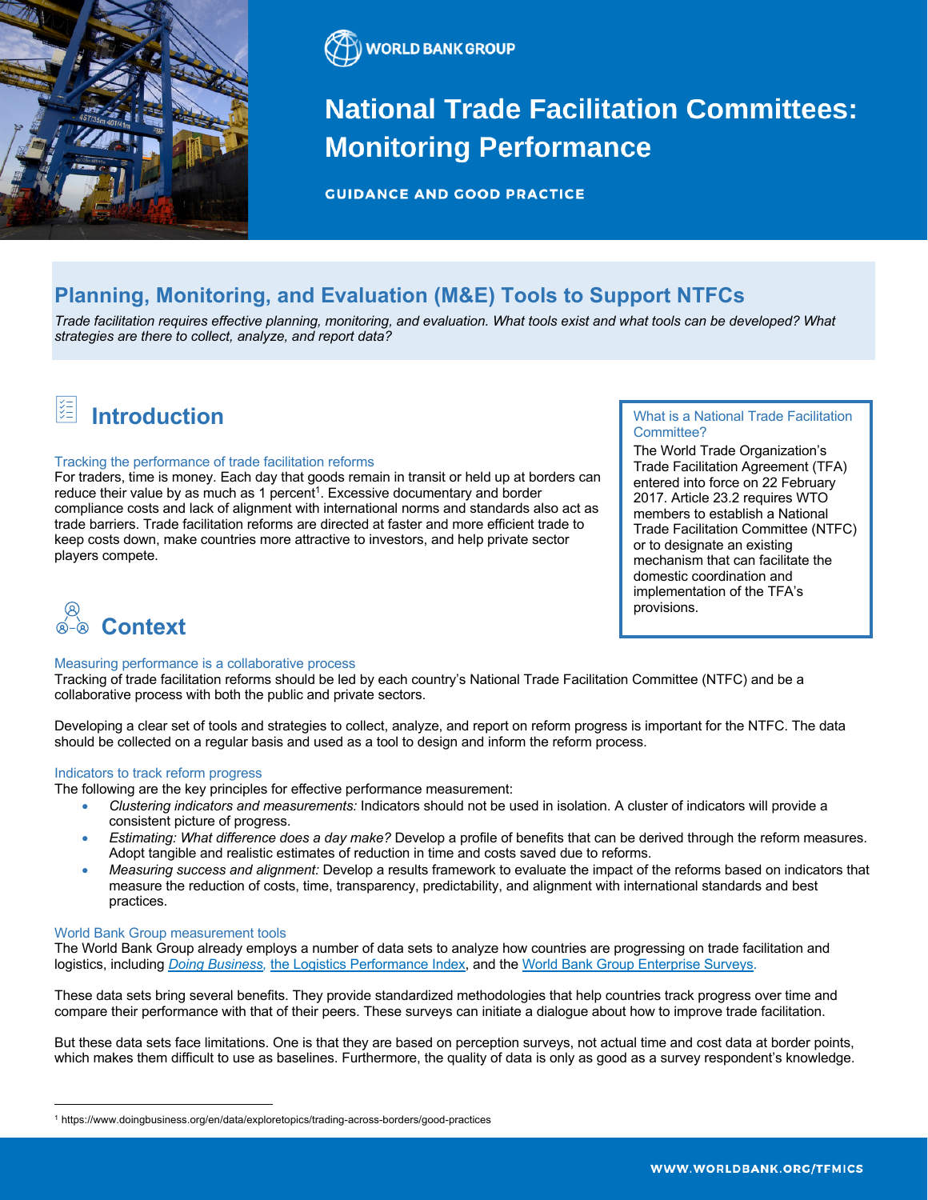WORLD BANK GROUP

# National Trade Facilitation Committees: Monitoring Performance

GUIDANCE AND GOOD PRACTICE

## Planning, Monitoring, and Evaluation (M&E) Tools to Support NTFCs

*Trade facilitation requires effective planning, monitoring, and evaluation. What tools exist and what tools can be developed? What strategies are there to collect, analyze, and report data?*

## Introduction

### Tracking the performance of trade facilitation reforms

For traders, time is money. Each day that goods remain in transit or held up at borders can reduce their value by as much as 1 percent[1]. Excessive documentary and border compliance costs and lack of alignment with international norms and standards also act as trade barriers. Trade facilitation reforms are directed at faster and more efficient trade to keep costs down, make countries more attractive to investors, and help private sector players compete.

> **What is a National Trade Facilitation Committee?**
>
> The World Trade Organization's Trade Facilitation Agreement (TFA) entered into force on 22 February 2017. Article 23.2 requires WTO members to establish a National Trade Facilitation Committee (NTFC) or to designate an existing mechanism that can facilitate the domestic coordination and implementation of the TFA's provisions.

## Context

### Measuring performance is a collaborative process

Tracking of trade facilitation reforms should be led by each country's National Trade Facilitation Committee (NTFC) and be a collaborative process with both the public and private sectors.

Developing a clear set of tools and strategies to collect, analyze, and report on reform progress is important for the NTFC. The data should be collected on a regular basis and used as a tool to design and inform the reform process.

### Indicators to track reform progress

The following are the key principles for effective performance measurement:

- *Clustering indicators and measurements:* Indicators should not be used in isolation. A cluster of indicators will provide a consistent picture of progress.
- *Estimating: What difference does a day make?* Develop a profile of benefits that can be derived through the reform measures. Adopt tangible and realistic estimates of reduction in time and costs saved due to reforms.
- *Measuring success and alignment:* Develop a results framework to evaluate the impact of the reforms based on indicators that measure the reduction of costs, time, transparency, predictability, and alignment with international standards and best practices.

### World Bank Group measurement tools

The World Bank Group already employs a number of data sets to analyze how countries are progressing on trade facilitation and logistics, including *Doing Business*, the Logistics Performance Index, and the World Bank Group Enterprise Surveys.

These data sets bring several benefits. They provide standardized methodologies that help countries track progress over time and compare their performance with that of their peers. These surveys can initiate a dialogue about how to improve trade facilitation.

But these data sets face limitations. One is that they are based on perception surveys, not actual time and cost data at border points, which makes them difficult to use as baselines. Furthermore, the quality of data is only as good as a survey respondent's knowledge.

---

[1] https://www.doingbusiness.org/en/data/exploretopics/trading-across-borders/good-practices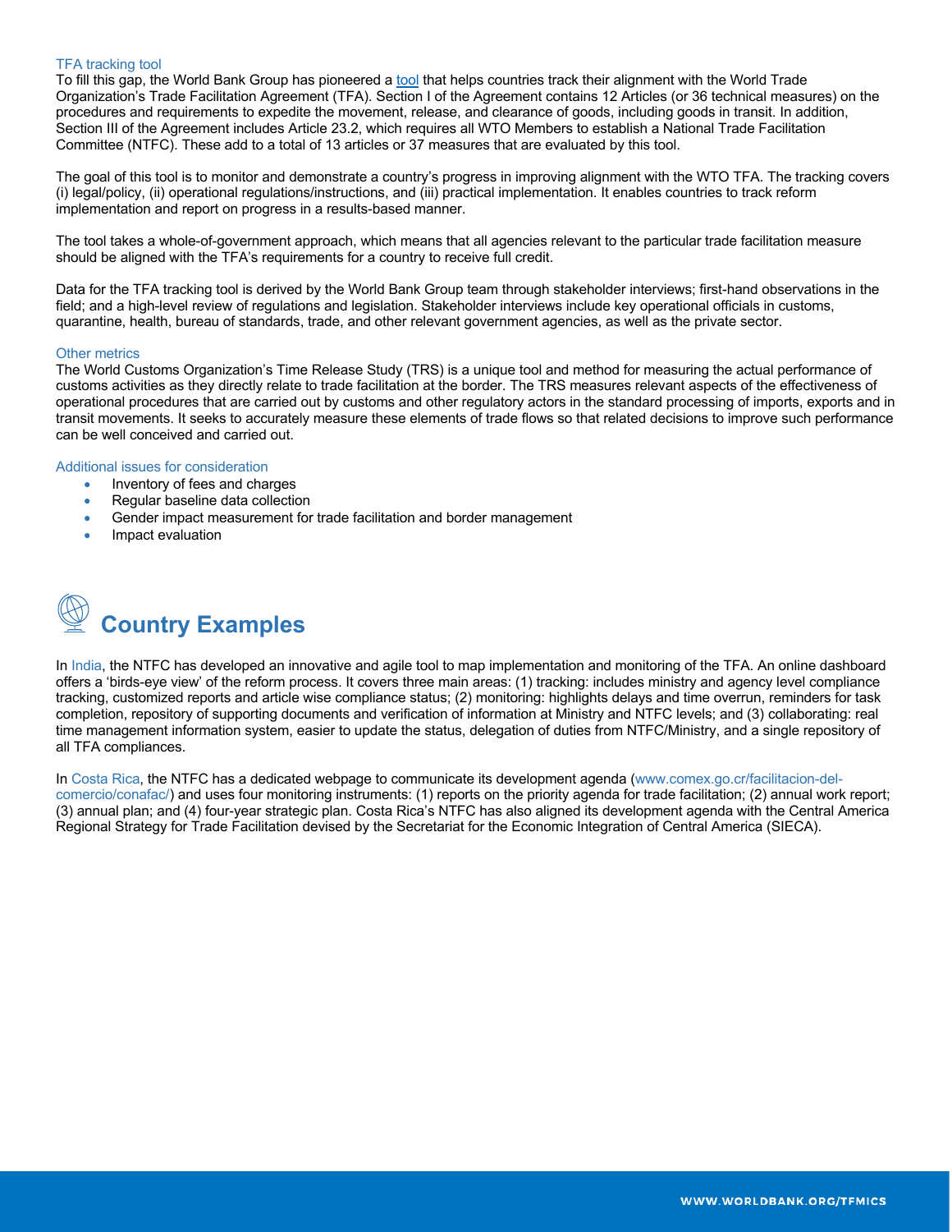### TFA tracking tool

To fill this gap, the World Bank Group has pioneered a tool that helps countries track their alignment with the World Trade Organization's Trade Facilitation Agreement (TFA). Section I of the Agreement contains 12 Articles (or 36 technical measures) on the procedures and requirements to expedite the movement, release, and clearance of goods, including goods in transit. In addition, Section III of the Agreement includes Article 23.2, which requires all WTO Members to establish a National Trade Facilitation Committee (NTFC). These add to a total of 13 articles or 37 measures that are evaluated by this tool.

The goal of this tool is to monitor and demonstrate a country's progress in improving alignment with the WTO TFA. The tracking covers (i) legal/policy, (ii) operational regulations/instructions, and (iii) practical implementation. It enables countries to track reform implementation and report on progress in a results-based manner.

The tool takes a whole-of-government approach, which means that all agencies relevant to the particular trade facilitation measure should be aligned with the TFA's requirements for a country to receive full credit.

Data for the TFA tracking tool is derived by the World Bank Group team through stakeholder interviews; first-hand observations in the field; and a high-level review of regulations and legislation. Stakeholder interviews include key operational officials in customs, quarantine, health, bureau of standards, trade, and other relevant government agencies, as well as the private sector.

### Other metrics

The World Customs Organization's Time Release Study (TRS) is a unique tool and method for measuring the actual performance of customs activities as they directly relate to trade facilitation at the border. The TRS measures relevant aspects of the effectiveness of operational procedures that are carried out by customs and other regulatory actors in the standard processing of imports, exports and in transit movements. It seeks to accurately measure these elements of trade flows so that related decisions to improve such performance can be well conceived and carried out.

### Additional issues for consideration

- Inventory of fees and charges
- Regular baseline data collection
- Gender impact measurement for trade facilitation and border management
- Impact evaluation

## Country Examples

In India, the NTFC has developed an innovative and agile tool to map implementation and monitoring of the TFA. An online dashboard offers a 'birds-eye view' of the reform process. It covers three main areas: (1) tracking: includes ministry and agency level compliance tracking, customized reports and article wise compliance status; (2) monitoring: highlights delays and time overrun, reminders for task completion, repository of supporting documents and verification of information at Ministry and NTFC levels; and (3) collaborating: real time management information system, easier to update the status, delegation of duties from NTFC/Ministry, and a single repository of all TFA compliances.

In Costa Rica, the NTFC has a dedicated webpage to communicate its development agenda (www.comex.go.cr/facilitacion-del-comercio/conafac/) and uses four monitoring instruments: (1) reports on the priority agenda for trade facilitation; (2) annual work report; (3) annual plan; and (4) four-year strategic plan. Costa Rica's NTFC has also aligned its development agenda with the Central America Regional Strategy for Trade Facilitation devised by the Secretariat for the Economic Integration of Central America (SIECA).